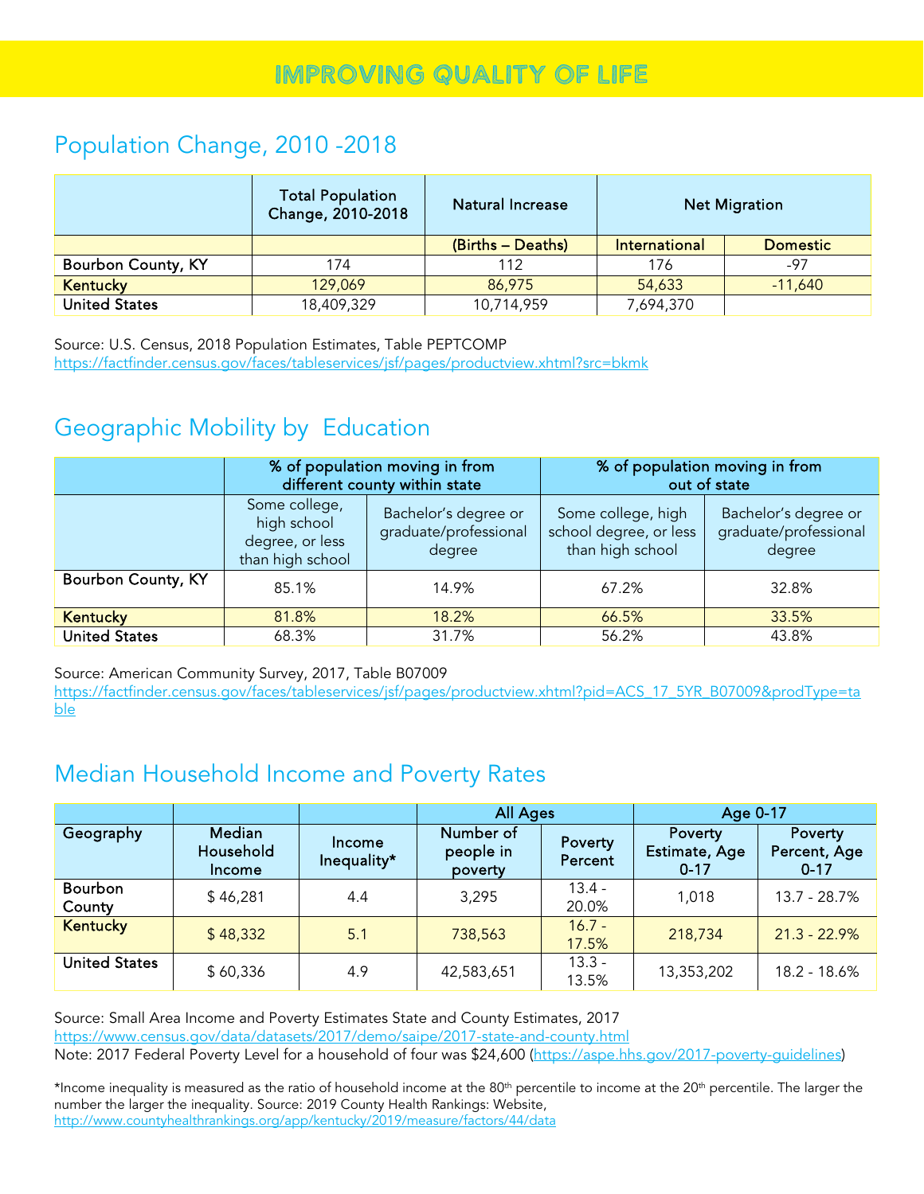# IMPROVING QUALITY OF LIFE

## Population Change, 2010 -2018

| | Total Population Change, 2010-2018 | Natural Increase | Net Migration | |
|---|---|---|---|---|
| | | (Births – Deaths) | International | Domestic |
| Bourbon County, KY | 174 | 112 | 176 | -97 |
| Kentucky | 129,069 | 86,975 | 54,633 | -11,640 |
| United States | 18,409,329 | 10,714,959 | 7,694,370 | |

Source: U.S. Census, 2018 Population Estimates, Table PEPTCOMP
https://factfinder.census.gov/faces/tableservices/jsf/pages/productview.xhtml?src=bkmk

## Geographic Mobility by Education

| | % of population moving in from different county within state | | % of population moving in from out of state | |
|---|---|---|---|---|
| | Some college, high school degree, or less than high school | Bachelor's degree or graduate/professional degree | Some college, high school degree, or less than high school | Bachelor's degree or graduate/professional degree |
| Bourbon County, KY | 85.1% | 14.9% | 67.2% | 32.8% |
| Kentucky | 81.8% | 18.2% | 66.5% | 33.5% |
| United States | 68.3% | 31.7% | 56.2% | 43.8% |

Source: American Community Survey, 2017, Table B07009
https://factfinder.census.gov/faces/tableservices/jsf/pages/productview.xhtml?pid=ACS_17_5YR_B07009&prodType=table

## Median Household Income and Poverty Rates

| | | | All Ages | | Age 0-17 | |
|---|---|---|---|---|---|---|
| Geography | Median Household Income | Income Inequality* | Number of people in poverty | Poverty Percent | Poverty Estimate, Age 0-17 | Poverty Percent, Age 0-17 |
| Bourbon County | $ 46,281 | 4.4 | 3,295 | 13.4 - 20.0% | 1,018 | 13.7 - 28.7% |
| Kentucky | $ 48,332 | 5.1 | 738,563 | 16.7 - 17.5% | 218,734 | 21.3 - 22.9% |
| United States | $ 60,336 | 4.9 | 42,583,651 | 13.3 - 13.5% | 13,353,202 | 18.2 - 18.6% |

Source: Small Area Income and Poverty Estimates State and County Estimates, 2017
https://www.census.gov/data/datasets/2017/demo/saipe/2017-state-and-county.html
Note: 2017 Federal Poverty Level for a household of four was $24,600 (https://aspe.hhs.gov/2017-poverty-guidelines)

*Income inequality is measured as the ratio of household income at the 80th percentile to income at the 20th percentile. The larger the number the larger the inequality. Source: 2019 County Health Rankings: Website,
http://www.countyhealthrankings.org/app/kentucky/2019/measure/factors/44/data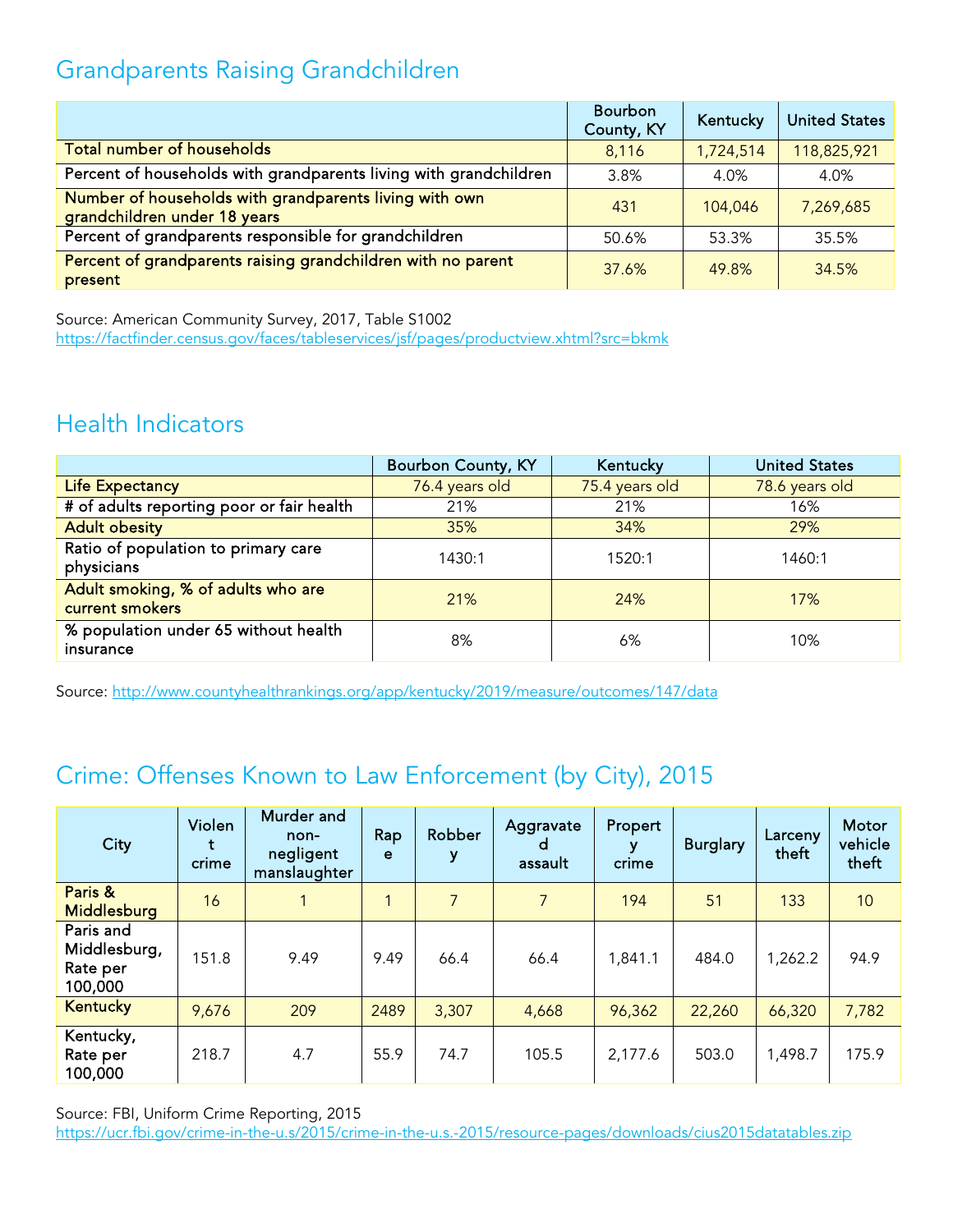## Grandparents Raising Grandchildren

| | Bourbon County, KY | Kentucky | United States |
|---|---|---|---|
| Total number of households | 8,116 | 1,724,514 | 118,825,921 |
| Percent of households with grandparents living with grandchildren | 3.8% | 4.0% | 4.0% |
| Number of households with grandparents living with own grandchildren under 18 years | 431 | 104,046 | 7,269,685 |
| Percent of grandparents responsible for grandchildren | 50.6% | 53.3% | 35.5% |
| Percent of grandparents raising grandchildren with no parent present | 37.6% | 49.8% | 34.5% |

Source: American Community Survey, 2017, Table S1002
https://factfinder.census.gov/faces/tableservices/jsf/pages/productview.xhtml?src=bkmk

## Health Indicators

| | Bourbon County, KY | Kentucky | United States |
|---|---|---|---|
| Life Expectancy | 76.4 years old | 75.4 years old | 78.6 years old |
| # of adults reporting poor or fair health | 21% | 21% | 16% |
| Adult obesity | 35% | 34% | 29% |
| Ratio of population to primary care physicians | 1430:1 | 1520:1 | 1460:1 |
| Adult smoking, % of adults who are current smokers | 21% | 24% | 17% |
| % population under 65 without health insurance | 8% | 6% | 10% |

Source: http://www.countyhealthrankings.org/app/kentucky/2019/measure/outcomes/147/data

## Crime: Offenses Known to Law Enforcement (by City), 2015

| City | Violent crime | Murder and non-negligent manslaughter | Rape | Robbery | Aggravated assault | Property crime | Burglary | Larceny theft | Motor vehicle theft |
|---|---|---|---|---|---|---|---|---|---|
| Paris & Middlesburg | 16 | 1 | 1 | 7 | 7 | 194 | 51 | 133 | 10 |
| Paris and Middlesburg, Rate per 100,000 | 151.8 | 9.49 | 9.49 | 66.4 | 66.4 | 1,841.1 | 484.0 | 1,262.2 | 94.9 |
| Kentucky | 9,676 | 209 | 2489 | 3,307 | 4,668 | 96,362 | 22,260 | 66,320 | 7,782 |
| Kentucky, Rate per 100,000 | 218.7 | 4.7 | 55.9 | 74.7 | 105.5 | 2,177.6 | 503.0 | 1,498.7 | 175.9 |

Source: FBI, Uniform Crime Reporting, 2015
https://ucr.fbi.gov/crime-in-the-u.s/2015/crime-in-the-u.s.-2015/resource-pages/downloads/cius2015datatables.zip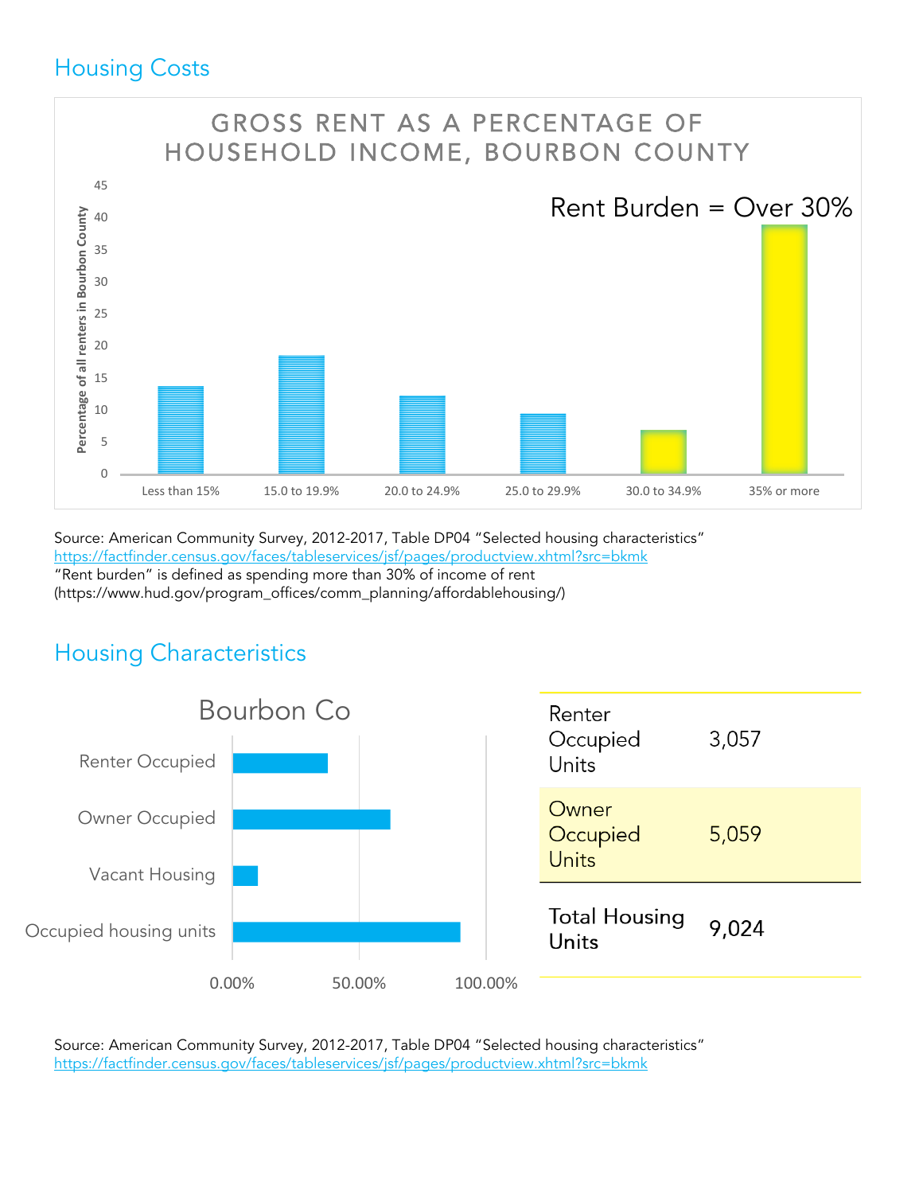## Housing Costs

GROSS RENT AS A PERCENTAGE OF HOUSEHOLD INCOME, BOURBON COUNTY

Rent Burden = Over 30%

Percentage of all renters in Bourbon County

45
40
35
30
25
20
15
10
5
0

Less than 15%
15.0 to 19.9%
20.0 to 24.9%
25.0 to 29.9%
30.0 to 34.9%
35% or more

Source: American Community Survey, 2012-2017, Table DP04 "Selected housing characteristics"
https://factfinder.census.gov/faces/tableservices/jsf/pages/productview.xhtml?src=bkmk
"Rent burden" is defined as spending more than 30% of income of rent
(https://www.hud.gov/program_offices/comm_planning/affordablehousing/)

## Housing Characteristics

Bourbon Co

Renter Occupied
Owner Occupied
Vacant Housing
Occupied housing units

0.00%
50.00%
100.00%

| | |
|---|---|
| Renter Occupied Units | 3,057 |
| Owner Occupied Units | 5,059 |
| Total Housing Units | 9,024 |

Source: American Community Survey, 2012-2017, Table DP04 "Selected housing characteristics"
https://factfinder.census.gov/faces/tableservices/jsf/pages/productview.xhtml?src=bkmk